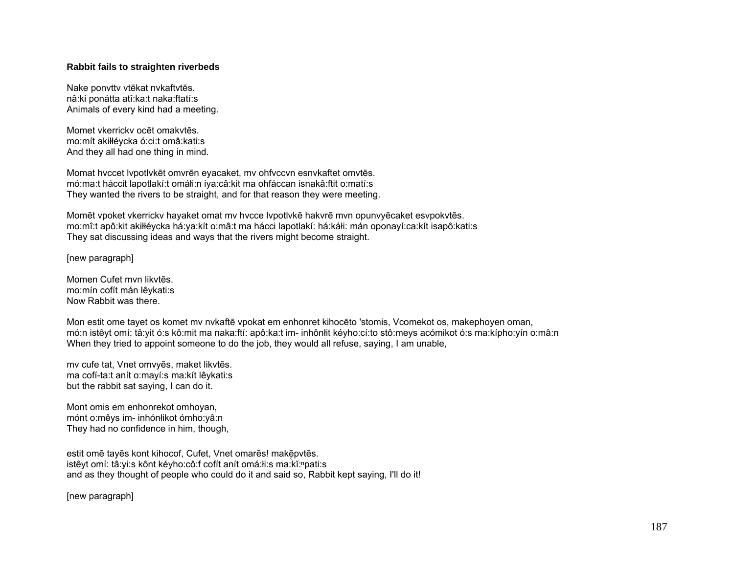**Rabbit fails to straighten riverbeds**

Nake ponvttv vtēkat nvkaftvtēs.
nâ:ki ponátta atî:ka:t naka:ftatí:s
Animals of every kind had a meeting.

Momet vkerrickv ocēt omakvtēs.
mo:mít akiłłéycka ó:ci:t omâ:kati:s
And they all had one thing in mind.

Momat hvccet lvpotlvkēt omvrēn eyacaket, mv ohfvccvn esnvkaftet omvtēs.
mó:ma:t háccit lapotlakí:t omáłi:n iya:câ:kit ma ohfáccan isnakâ:ftit o:matí:s
They wanted the rivers to be straight, and for that reason they were meeting.

Momēt vpoket vkerrickv hayaket omat mv hvcce lvpotlvkē hakvrē mvn opunvyēcaket esvpokvtēs.
mo:mî:t apô:kit akiłłéycka há:ya:kít o:mâ:t ma hácci lapotlakí: há:káłi: mán oponayí:ca:kít isapô:kati:s
They sat discussing ideas and ways that the rivers might become straight.

[new paragraph]

Momen Cufet mvn likvtēs.
mo:mín cofít mán lêykati:s
Now Rabbit was there.

Mon estit ome tayet os komet mv nvkaftē vpokat em enhonret kihocēto 'stomis, Vcomekot os, makephoyen oman,
mó:n istêyt omí: tâ:yit ó:s kô:mit ma naka:ftí: apô:ka:t im- inhônłit kéyho:cí:to stô:meys acómikot ó:s ma:kípho:yín o:mâ:n
When they tried to appoint someone to do the job, they would all refuse, saying, I am unable,

mv cufe tat, Vnet omvyēs, maket likvtēs.
ma cofí-ta:t anít o:mayí:s ma:kít lêykati:s
but the rabbit sat saying, I can do it.

Mont omis em enhonrekot omhoyan,
mónt o:mêys im- inhónłikot ómho:yâ:n
They had no confidence in him, though,

estit omē tayēs kont kihocof, Cufet, Vnet omarēs! makēpvtēs.
istêyt omí: tâ:yi:s kônt kéyho:cô:f cofít anít omá:łi:s ma:kĭ:ⁿpati:s
and as they thought of people who could do it and said so, Rabbit kept saying, I'll do it!

[new paragraph]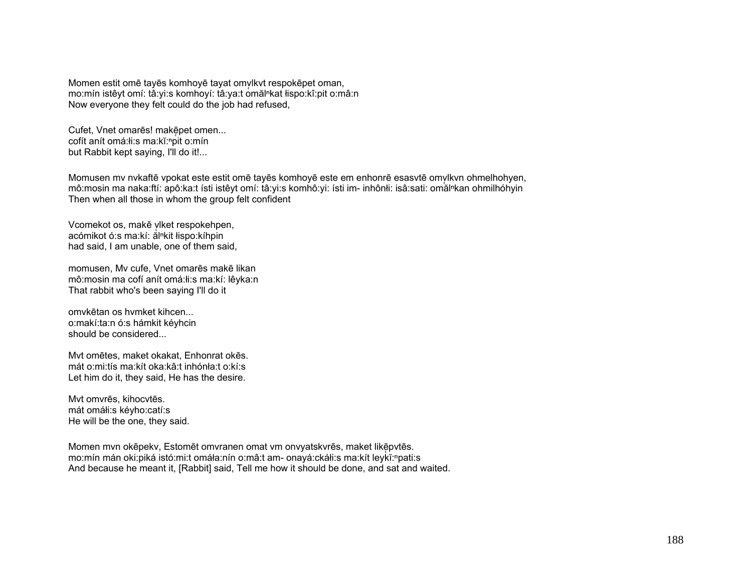Momen estit omē tayēs komhoyē tayat omv̨lkvt respokēpet oman,
mo:mín istêyt omí: tâ:yi:s komhoyí: tâ:ya:t omą̆lⁿkat łispo:kî:pit o:mâ:n
Now everyone they felt could do the job had refused,

Cufet, Vnet omarēs! makē̜pet omen...
cofít anít omá:łi:s ma:kĭ̜:ⁿpit o:mín
but Rabbit kept saying, I'll do it!...

Momusen mv nvkaftē vpokat este estit omē tayēs komhoyē este em enhonrē esasvtē omv̨lkvn ohmelhohyen,
mô:mosin ma naka:ftí: apô:ka:t ísti istêyt omí: tâ:yi:s komhô:yi: ísti im- inhônłi: isâ:sati: omą̆lⁿkan ohmilhóhyin
Then when all those in whom the group felt confident

Vcomekot os, makē v̨lket respokehpen,
acómikot ó:s ma:kí: ą̆lⁿkit łispo:kíhpin
had said, I am unable, one of them said,

momusen, Mv cufe, Vnet omarēs makē likan
mô:mosin ma cofí anít omá:łi:s ma:kí: lêyka:n
That rabbit who's been saying I'll do it

omvkētan os hvmket kihcen...
o:makí:ta:n ó:s hámkit kéyhcin
should be considered...

Mvt omētes, maket okakat, Enhonrat okēs.
mát o:mi:tís ma:kít oka:kâ:t inhónła:t o:kí:s
Let him do it, they said, He has the desire.

Mvt omvrēs, kihocvtēs.
mát omáłi:s kéyho:catí:s
He will be the one, they said.

Momen mvn okēpekv, Estomēt omvranen omat vm onvyatskvrēs, maket likē̜pvtēs.
mo:mín mán oki:piká istó:mi:t omáła:nín o:mâ:t am- onayá:ckáłi:s ma:kít leykĭ̜:ⁿpati:s
And because he meant it, [Rabbit] said, Tell me how it should be done, and sat and waited.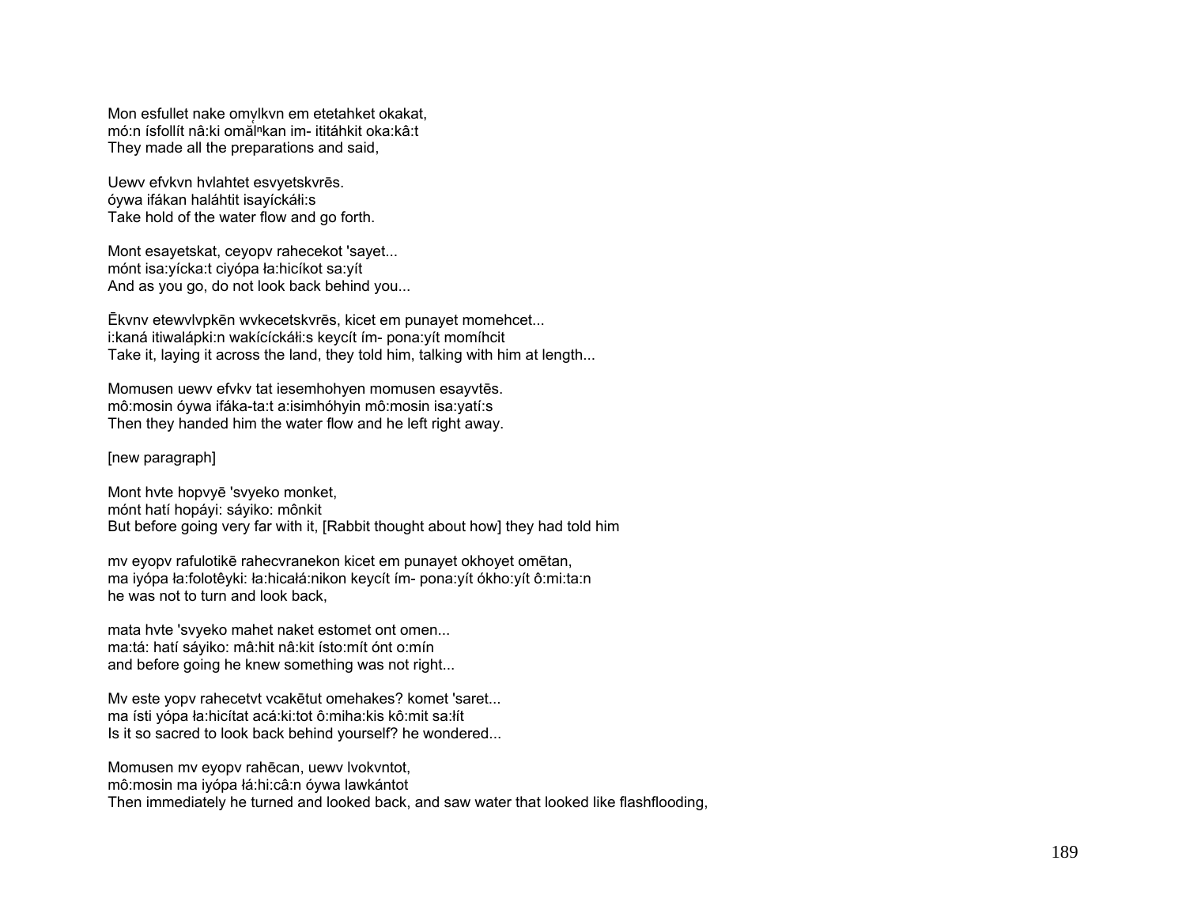Mon esfullet nake omvlkvn em etetahket okakat,
mó:n ísfollít nâ:ki omăl̥$^{n}$kan im- ititáhkit oka:kâ:t
They made all the preparations and said,

Uewv efvkvn hvlahtet esvyetskvrēs.
óywa ifákan haláhtit isayíckáłi:s
Take hold of the water flow and go forth.

Mont esayetskat, ceyopv rahecekot 'sayet...
mónt isa:yícka:t ciyópa ła:hicíkot sa:yít
And as you go, do not look back behind you...

Ēkvnv etewvlvpkēn wvkecetskvrēs, kicet em punayet momehcet...
i:kaná itiwalápki:n wakícíckáłi:s keycít ím- pona:yít momíhcit
Take it, laying it across the land, they told him, talking with him at length...

Momusen uewv efvkv tat iesemhohyen momusen esayvtēs.
mô:mosin óywa ifáka-ta:t a:isimhóhyin mô:mosin isa:yatí:s
Then they handed him the water flow and he left right away.

[new paragraph]

Mont hvte hopvyē 'svyeko monket,
mónt hatí hopáyi: sáyiko: mônkit
But before going very far with it, [Rabbit thought about how] they had told him

mv eyopv rafulotikē rahecvranekon kicet em punayet okhoyet omētan,
ma iyópa ła:folotêyki: ła:hicałá:nikon keycít ím- pona:yít ókho:yít ô:mi:ta:n
he was not to turn and look back,

mata hvte 'svyeko mahet naket estomet ont omen...
ma:tá: hatí sáyiko: mâ:hit nâ:kit ísto:mít ónt o:mín
and before going he knew something was not right...

Mv este yopv rahecetvt vcakētut omehakes? komet 'saret...
ma ísti yópa ła:hicítat acá:ki:tot ô:miha:kis kô:mit sa:łít
Is it so sacred to look back behind yourself? he wondered...

Momusen mv eyopv rahēcan, uewv lvokvntot,
mô:mosin ma iyópa łá:hi:câ:n óywa lawkántot
Then immediately he turned and looked back, and saw water that looked like flashflooding,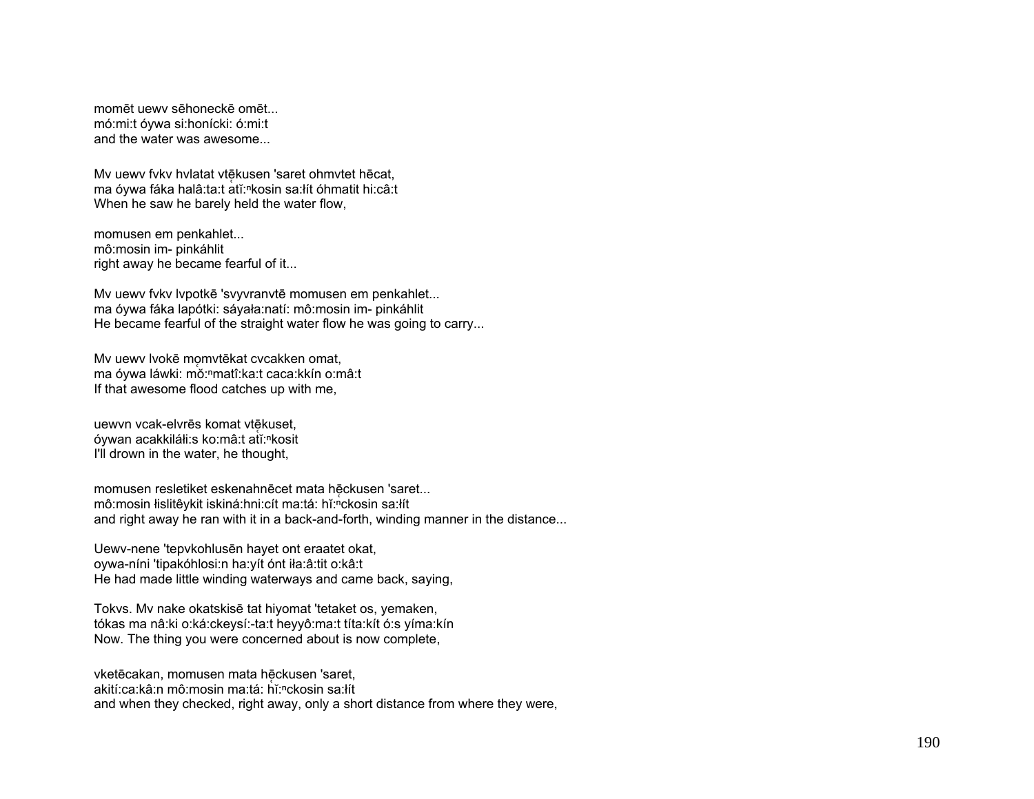momēt uewv sēhoneckē omēt...
mó:mi:t óywa si:honícki: ó:mi:t
and the water was awesome...

Mv uewv fvkv hvlatat vtḙ̄kusen 'saret ohmvtet hēcat,
ma óywa fáka halâ:ta:t atĭ:ⁿkosin sa:łít óhmatit hi:câ:t
When he saw he barely held the water flow,

momusen em penkahlet...
mô:mosin im- pinkáhlit
right away he became fearful of it...

Mv uewv fvkv lvpotkē 'svyvranvtē momusen em penkahlet...
ma óywa fáka lapótki: sáyała:natí: mô:mosin im- pinkáhlit
He became fearful of the straight water flow he was going to carry...

Mv uewv lvokē mo̜mvtēkat cvcakken omat,
ma óywa láwki: mŏ:ⁿmatî:ka:t caca:kkín o:mâ:t
If that awesome flood catches up with me,

uewvn vcak-elvrēs komat vtḙ̄kuset,
óywan acakkiláłi:s ko:mâ:t atĭ:ⁿkosit
I'll drown in the water, he thought,

momusen resletiket eskenahnēcet mata hḙ̄ckusen 'saret...
mô:mosin łislitêykit iskiná:hni:cít ma:tá: hĭ:ⁿckosin sa:łít
and right away he ran with it in a back-and-forth, winding manner in the distance...

Uewv-nene 'tepvkohlusēn hayet ont eraatet okat,
oywa-níni 'tipakóhlosi:n ha:yít ónt iła:â:tit o:kâ:t
He had made little winding waterways and came back, saying,

Tokvs. Mv nake okatskisē tat hiyomat 'tetaket os, yemaken,
tókas ma nâ:ki o:ká:ckeysí:-ta:t heyyô:ma:t títa:kít ó:s yíma:kín
Now. The thing you were concerned about is now complete,

vketēcakan, momusen mata hḙ̄ckusen 'saret,
akití:ca:kâ:n mô:mosin ma:tá: hĭ:ⁿckosin sa:łít
and when they checked, right away, only a short distance from where they were,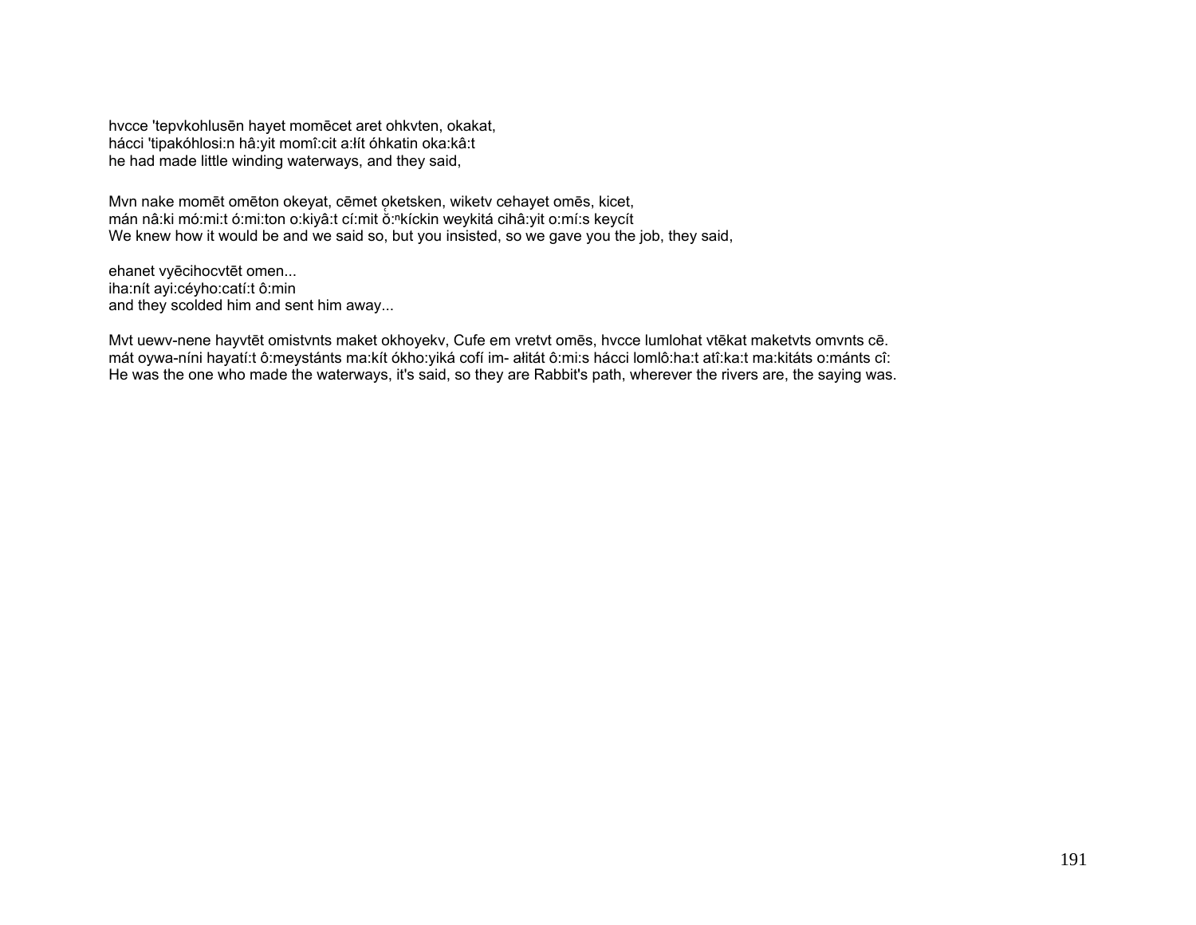hvcce 'tepvkohlusēn hayet momēcet aret ohkvten, okakat,
hácci 'tipakóhlosi:n hâ:yit momî:cit a:łít óhkatin oka:kâ:t
he had made little winding waterways, and they said,

Mvn nake momēt omēton okeyat, cēmet o̜ketsken, wiketv cehayet omēs, kicet,
mán nâ:ki mó:mi:t ó:mi:ton o:kiyâ:t cí:mit ǒ̜:$^{n}$kíckin weykitá cihâ:yit o:mí:s keycít
We knew how it would be and we said so, but you insisted, so we gave you the job, they said,

ehanet vyēcihocvtēt omen...
iha:nít ayi:céyho:catí:t ô:min
and they scolded him and sent him away...

Mvt uewv-nene hayvtēt omistvnts maket okhoyekv, Cufe em vretvt omēs, hvcce lumlohat vtēkat maketvts omvnts cē.
mát oywa-níni hayatí:t ô:meystánts ma:kít ókho:yiká cofí im- ałitát ô:mi:s hácci lomlô:ha:t atî:ka:t ma:kitáts o:mánts cî:
He was the one who made the waterways, it's said, so they are Rabbit's path, wherever the rivers are, the saying was.